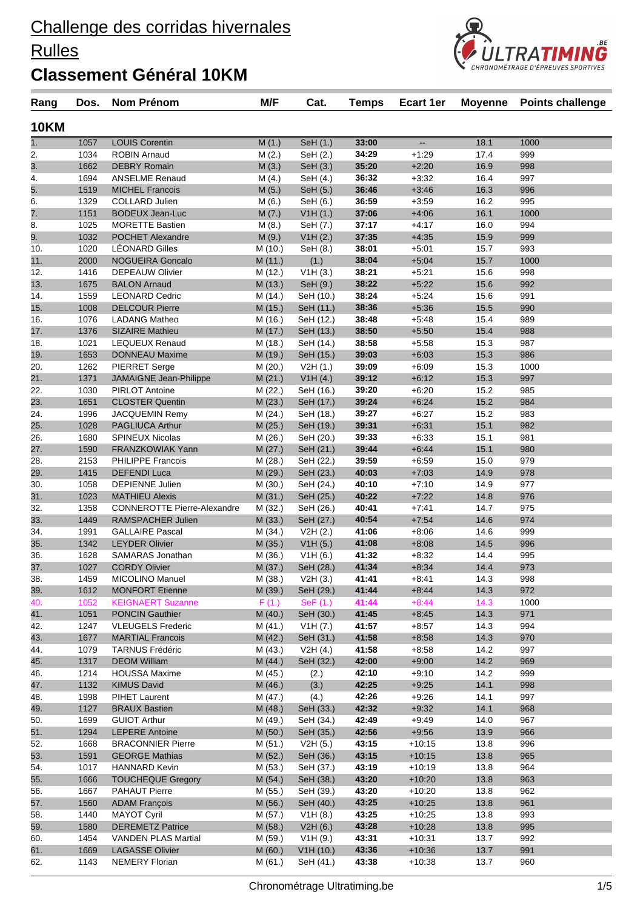# Challenge des corridas hivernales

## Rulles

## Classement Général 10KM

| Rang | Dos. | Nom Prénom | M/F | Cat. | Temps | Ecart 1er | Moyenne | Points challenge |
|---|---|---|---|---|---|---|---|---|
| **10KM** | | | | | | | | |
| 1. | 1057 | LOUIS Corentin | M (1.) | SeH (1.) | 33:00 | -- | 18.1 | 1000 |
| 2. | 1034 | ROBIN Arnaud | M (2.) | SeH (2.) | 34:29 | +1:29 | 17.4 | 999 |
| 3. | 1662 | DEBRY Romain | M (3.) | SeH (3.) | 35:20 | +2:20 | 16.9 | 998 |
| 4. | 1694 | ANSELME Renaud | M (4.) | SeH (4.) | 36:32 | +3:32 | 16.4 | 997 |
| 5. | 1519 | MICHEL Francois | M (5.) | SeH (5.) | 36:46 | +3:46 | 16.3 | 996 |
| 6. | 1329 | COLLARD Julien | M (6.) | SeH (6.) | 36:59 | +3:59 | 16.2 | 995 |
| 7. | 1151 | BODEUX Jean-Luc | M (7.) | V1H (1.) | 37:06 | +4:06 | 16.1 | 1000 |
| 8. | 1025 | MORETTE Bastien | M (8.) | SeH (7.) | 37:17 | +4:17 | 16.0 | 994 |
| 9. | 1032 | POCHET Alexandre | M (9.) | V1H (2.) | 37:35 | +4:35 | 15.9 | 999 |
| 10. | 1020 | LÉONARD Gilles | M (10.) | SeH (8.) | 38:01 | +5:01 | 15.7 | 993 |
| 11. | 2000 | NOGUEIRA Goncalo | M (11.) | (1.) | 38:04 | +5:04 | 15.7 | 1000 |
| 12. | 1416 | DEPEAUW Olivier | M (12.) | V1H (3.) | 38:21 | +5:21 | 15.6 | 998 |
| 13. | 1675 | BALON Arnaud | M (13.) | SeH (9.) | 38:22 | +5:22 | 15.6 | 992 |
| 14. | 1559 | LEONARD Cedric | M (14.) | SeH (10.) | 38:24 | +5:24 | 15.6 | 991 |
| 15. | 1008 | DELCOUR Pierre | M (15.) | SeH (11.) | 38:36 | +5:36 | 15.5 | 990 |
| 16. | 1076 | LADANG Matheo | M (16.) | SeH (12.) | 38:48 | +5:48 | 15.4 | 989 |
| 17. | 1376 | SIZAIRE Mathieu | M (17.) | SeH (13.) | 38:50 | +5:50 | 15.4 | 988 |
| 18. | 1021 | LEQUEUX Renaud | M (18.) | SeH (14.) | 38:58 | +5:58 | 15.3 | 987 |
| 19. | 1653 | DONNEAU Maxime | M (19.) | SeH (15.) | 39:03 | +6:03 | 15.3 | 986 |
| 20. | 1262 | PIERRET Serge | M (20.) | V2H (1.) | 39:09 | +6:09 | 15.3 | 1000 |
| 21. | 1371 | JAMAIGNE Jean-Philippe | M (21.) | V1H (4.) | 39:12 | +6:12 | 15.3 | 997 |
| 22. | 1030 | PIRLOT Antoine | M (22.) | SeH (16.) | 39:20 | +6:20 | 15.2 | 985 |
| 23. | 1651 | CLOSTER Quentin | M (23.) | SeH (17.) | 39:24 | +6:24 | 15.2 | 984 |
| 24. | 1996 | JACQUEMIN Remy | M (24.) | SeH (18.) | 39:27 | +6:27 | 15.2 | 983 |
| 25. | 1028 | PAGLIUCA Arthur | M (25.) | SeH (19.) | 39:31 | +6:31 | 15.1 | 982 |
| 26. | 1680 | SPINEUX Nicolas | M (26.) | SeH (20.) | 39:33 | +6:33 | 15.1 | 981 |
| 27. | 1590 | FRANZKOWIAK Yann | M (27.) | SeH (21.) | 39:44 | +6:44 | 15.1 | 980 |
| 28. | 2153 | PHILIPPE Francois | M (28.) | SeH (22.) | 39:59 | +6:59 | 15.0 | 979 |
| 29. | 1415 | DEFENDI Luca | M (29.) | SeH (23.) | 40:03 | +7:03 | 14.9 | 978 |
| 30. | 1058 | DEPIENNE Julien | M (30.) | SeH (24.) | 40:10 | +7:10 | 14.9 | 977 |
| 31. | 1023 | MATHIEU Alexis | M (31.) | SeH (25.) | 40:22 | +7:22 | 14.8 | 976 |
| 32. | 1358 | CONNEROTTE Pierre-Alexandre | M (32.) | SeH (26.) | 40:41 | +7:41 | 14.7 | 975 |
| 33. | 1449 | RAMSPACHER Julien | M (33.) | SeH (27.) | 40:54 | +7:54 | 14.6 | 974 |
| 34. | 1991 | GALLAIRE Pascal | M (34.) | V2H (2.) | 41:06 | +8:06 | 14.6 | 999 |
| 35. | 1342 | LEYDER Olivier | M (35.) | V1H (5.) | 41:08 | +8:08 | 14.5 | 996 |
| 36. | 1628 | SAMARAS Jonathan | M (36.) | V1H (6.) | 41:32 | +8:32 | 14.4 | 995 |
| 37. | 1027 | CORDY Olivier | M (37.) | SeH (28.) | 41:34 | +8:34 | 14.4 | 973 |
| 38. | 1459 | MICOLINO Manuel | M (38.) | V2H (3.) | 41:41 | +8:41 | 14.3 | 998 |
| 39. | 1612 | MONFORT Etienne | M (39.) | SeH (29.) | 41:44 | +8:44 | 14.3 | 972 |
| 40. | 1052 | KEIGNAERT Suzanne | F (1.) | SeF (1.) | 41:44 | +8:44 | 14.3 | 1000 |
| 41. | 1051 | PONCIN Gauthier | M (40.) | SeH (30.) | 41:45 | +8:45 | 14.3 | 971 |
| 42. | 1247 | VLEUGELS Frederic | M (41.) | V1H (7.) | 41:57 | +8:57 | 14.3 | 994 |
| 43. | 1677 | MARTIAL Francois | M (42.) | SeH (31.) | 41:58 | +8:58 | 14.3 | 970 |
| 44. | 1079 | TARNUS Frédéric | M (43.) | V2H (4.) | 41:58 | +8:58 | 14.2 | 997 |
| 45. | 1317 | DEOM William | M (44.) | SeH (32.) | 42:00 | +9:00 | 14.2 | 969 |
| 46. | 1214 | HOUSSA Maxime | M (45.) | (2.) | 42:10 | +9:10 | 14.2 | 999 |
| 47. | 1132 | KIMUS David | M (46.) | (3.) | 42:25 | +9:25 | 14.1 | 998 |
| 48. | 1998 | PIHET Laurent | M (47.) | (4.) | 42:26 | +9:26 | 14.1 | 997 |
| 49. | 1127 | BRAUX Bastien | M (48.) | SeH (33.) | 42:32 | +9:32 | 14.1 | 968 |
| 50. | 1699 | GUIOT Arthur | M (49.) | SeH (34.) | 42:49 | +9:49 | 14.0 | 967 |
| 51. | 1294 | LEPERE Antoine | M (50.) | SeH (35.) | 42:56 | +9:56 | 13.9 | 966 |
| 52. | 1668 | BRACONNIER Pierre | M (51.) | V2H (5.) | 43:15 | +10:15 | 13.8 | 996 |
| 53. | 1591 | GEORGE Mathias | M (52.) | SeH (36.) | 43:15 | +10:15 | 13.8 | 965 |
| 54. | 1017 | HANNARD Kevin | M (53.) | SeH (37.) | 43:19 | +10:19 | 13.8 | 964 |
| 55. | 1666 | TOUCHEQUE Gregory | M (54.) | SeH (38.) | 43:20 | +10:20 | 13.8 | 963 |
| 56. | 1667 | PAHAUT Pierre | M (55.) | SeH (39.) | 43:20 | +10:20 | 13.8 | 962 |
| 57. | 1560 | ADAM François | M (56.) | SeH (40.) | 43:25 | +10:25 | 13.8 | 961 |
| 58. | 1440 | MAYOT Cyril | M (57.) | V1H (8.) | 43:25 | +10:25 | 13.8 | 993 |
| 59. | 1580 | DEREMETZ Patrice | M (58.) | V2H (6.) | 43:28 | +10:28 | 13.8 | 995 |
| 60. | 1454 | VANDEN PLAS Martial | M (59.) | V1H (9.) | 43:31 | +10:31 | 13.7 | 992 |
| 61. | 1669 | LAGASSE Olivier | M (60.) | V1H (10.) | 43:36 | +10:36 | 13.7 | 991 |
| 62. | 1143 | NEMERY Florian | M (61.) | SeH (41.) | 43:38 | +10:38 | 13.7 | 960 |

Chronométrage Ultratiming.be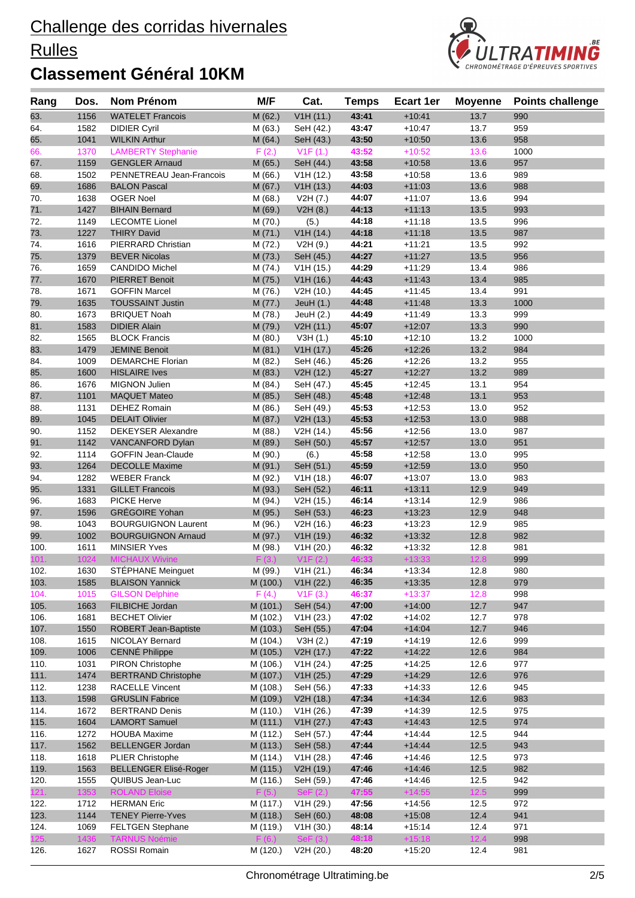# Challenge des corridas hivernales

## Rulles

## Classement Général 10KM

| Rang | Dos. | Nom Prénom | M/F | Cat. | Temps | Ecart 1er | Moyenne | Points challenge |
|---|---|---|---|---|---|---|---|---|
| 63. | 1156 | WATELET Francois | M (62.) | V1H (11.) | 43:41 | +10:41 | 13.7 | 990 |
| 64. | 1582 | DIDIER Cyril | M (63.) | SeH (42.) | 43:47 | +10:47 | 13.7 | 959 |
| 65. | 1041 | WILKIN Arthur | M (64.) | SeH (43.) | 43:50 | +10:50 | 13.6 | 958 |
| 66. | 1370 | LAMBERTY Stephanie | F (2.) | V1F (1.) | 43:52 | +10:52 | 13.6 | 1000 |
| 67. | 1159 | GENGLER Arnaud | M (65.) | SeH (44.) | 43:58 | +10:58 | 13.6 | 957 |
| 68. | 1502 | PENNETREAU Jean-Francois | M (66.) | V1H (12.) | 43:58 | +10:58 | 13.6 | 989 |
| 69. | 1686 | BALON Pascal | M (67.) | V1H (13.) | 44:03 | +11:03 | 13.6 | 988 |
| 70. | 1638 | OGER Noel | M (68.) | V2H (7.) | 44:07 | +11:07 | 13.6 | 994 |
| 71. | 1427 | BIHAIN Bernard | M (69.) | V2H (8.) | 44:13 | +11:13 | 13.5 | 993 |
| 72. | 1149 | LECOMTE Lionel | M (70.) | (5.) | 44:18 | +11:18 | 13.5 | 996 |
| 73. | 1227 | THIRY David | M (71.) | V1H (14.) | 44:18 | +11:18 | 13.5 | 987 |
| 74. | 1616 | PIERRARD Christian | M (72.) | V2H (9.) | 44:21 | +11:21 | 13.5 | 992 |
| 75. | 1379 | BEVER Nicolas | M (73.) | SeH (45.) | 44:27 | +11:27 | 13.5 | 956 |
| 76. | 1659 | CANDIDO Michel | M (74.) | V1H (15.) | 44:29 | +11:29 | 13.4 | 986 |
| 77. | 1670 | PIERRET Benoit | M (75.) | V1H (16.) | 44:43 | +11:43 | 13.4 | 985 |
| 78. | 1671 | GOFFIN Marcel | M (76.) | V2H (10.) | 44:45 | +11:45 | 13.4 | 991 |
| 79. | 1635 | TOUSSAINT Justin | M (77.) | JeuH (1.) | 44:48 | +11:48 | 13.3 | 1000 |
| 80. | 1673 | BRIQUET Noah | M (78.) | JeuH (2.) | 44:49 | +11:49 | 13.3 | 999 |
| 81. | 1583 | DIDIER Alain | M (79.) | V2H (11.) | 45:07 | +12:07 | 13.3 | 990 |
| 82. | 1565 | BLOCK Francis | M (80.) | V3H (1.) | 45:10 | +12:10 | 13.2 | 1000 |
| 83. | 1479 | JEMINE Benoit | M (81.) | V1H (17.) | 45:26 | +12:26 | 13.2 | 984 |
| 84. | 1009 | DEMARCHE Florian | M (82.) | SeH (46.) | 45:26 | +12:26 | 13.2 | 955 |
| 85. | 1600 | HISLAIRE Ives | M (83.) | V2H (12.) | 45:27 | +12:27 | 13.2 | 989 |
| 86. | 1676 | MIGNON Julien | M (84.) | SeH (47.) | 45:45 | +12:45 | 13.1 | 954 |
| 87. | 1101 | MAQUET Mateo | M (85.) | SeH (48.) | 45:48 | +12:48 | 13.1 | 953 |
| 88. | 1131 | DEHEZ Romain | M (86.) | SeH (49.) | 45:53 | +12:53 | 13.0 | 952 |
| 89. | 1045 | DELAIT Olivier | M (87.) | V2H (13.) | 45:53 | +12:53 | 13.0 | 988 |
| 90. | 1152 | DEKEYSER Alexandre | M (88.) | V2H (14.) | 45:56 | +12:56 | 13.0 | 987 |
| 91. | 1142 | VANCANFORD Dylan | M (89.) | SeH (50.) | 45:57 | +12:57 | 13.0 | 951 |
| 92. | 1114 | GOFFIN Jean-Claude | M (90.) | (6.) | 45:58 | +12:58 | 13.0 | 995 |
| 93. | 1264 | DECOLLE Maxime | M (91.) | SeH (51.) | 45:59 | +12:59 | 13.0 | 950 |
| 94. | 1282 | WEBER Franck | M (92.) | V1H (18.) | 46:07 | +13:07 | 13.0 | 983 |
| 95. | 1331 | GILLET Francois | M (93.) | SeH (52.) | 46:11 | +13:11 | 12.9 | 949 |
| 96. | 1683 | PICKE Herve | M (94.) | V2H (15.) | 46:14 | +13:14 | 12.9 | 986 |
| 97. | 1596 | GRÉGOIRE Yohan | M (95.) | SeH (53.) | 46:23 | +13:23 | 12.9 | 948 |
| 98. | 1043 | BOURGUIGNON Laurent | M (96.) | V2H (16.) | 46:23 | +13:23 | 12.9 | 985 |
| 99. | 1002 | BOURGUIGNON Arnaud | M (97.) | V1H (19.) | 46:32 | +13:32 | 12.8 | 982 |
| 100. | 1611 | MINSIER Yves | M (98.) | V1H (20.) | 46:32 | +13:32 | 12.8 | 981 |
| 101. | 1024 | MICHAUX Wivine | F (3.) | V1F (2.) | 46:33 | +13:33 | 12.8 | 999 |
| 102. | 1630 | STÉPHANE Meinguet | M (99.) | V1H (21.) | 46:34 | +13:34 | 12.8 | 980 |
| 103. | 1585 | BLAISON Yannick | M (100.) | V1H (22.) | 46:35 | +13:35 | 12.8 | 979 |
| 104. | 1015 | GILSON Delphine | F (4.) | V1F (3.) | 46:37 | +13:37 | 12.8 | 998 |
| 105. | 1663 | FILBICHE Jordan | M (101.) | SeH (54.) | 47:00 | +14:00 | 12.7 | 947 |
| 106. | 1681 | BECHET Olivier | M (102.) | V1H (23.) | 47:02 | +14:02 | 12.7 | 978 |
| 107. | 1550 | ROBERT Jean-Baptiste | M (103.) | SeH (55.) | 47:04 | +14:04 | 12.7 | 946 |
| 108. | 1615 | NICOLAY Bernard | M (104.) | V3H (2.) | 47:19 | +14:19 | 12.6 | 999 |
| 109. | 1006 | CENNÉ Philippe | M (105.) | V2H (17.) | 47:22 | +14:22 | 12.6 | 984 |
| 110. | 1031 | PIRON Christophe | M (106.) | V1H (24.) | 47:25 | +14:25 | 12.6 | 977 |
| 111. | 1474 | BERTRAND Christophe | M (107.) | V1H (25.) | 47:29 | +14:29 | 12.6 | 976 |
| 112. | 1238 | RACELLE Vincent | M (108.) | SeH (56.) | 47:33 | +14:33 | 12.6 | 945 |
| 113. | 1598 | GRUSLIN Fabrice | M (109.) | V2H (18.) | 47:34 | +14:34 | 12.6 | 983 |
| 114. | 1672 | BERTRAND Denis | M (110.) | V1H (26.) | 47:39 | +14:39 | 12.5 | 975 |
| 115. | 1604 | LAMORT Samuel | M (111.) | V1H (27.) | 47:43 | +14:43 | 12.5 | 974 |
| 116. | 1272 | HOUBA Maxime | M (112.) | SeH (57.) | 47:44 | +14:44 | 12.5 | 944 |
| 117. | 1562 | BELLENGER Jordan | M (113.) | SeH (58.) | 47:44 | +14:44 | 12.5 | 943 |
| 118. | 1618 | PLIER Christophe | M (114.) | V1H (28.) | 47:46 | +14:46 | 12.5 | 973 |
| 119. | 1563 | BELLENGER Elisé-Roger | M (115.) | V2H (19.) | 47:46 | +14:46 | 12.5 | 982 |
| 120. | 1555 | QUIBUS Jean-Luc | M (116.) | SeH (59.) | 47:46 | +14:46 | 12.5 | 942 |
| 121. | 1353 | ROLAND Eloise | F (5.) | SeF (2.) | 47:55 | +14:55 | 12.5 | 999 |
| 122. | 1712 | HERMAN Eric | M (117.) | V1H (29.) | 47:56 | +14:56 | 12.5 | 972 |
| 123. | 1144 | TENEY Pierre-Yves | M (118.) | SeH (60.) | 48:08 | +15:08 | 12.4 | 941 |
| 124. | 1069 | FELTGEN Stephane | M (119.) | V1H (30.) | 48:14 | +15:14 | 12.4 | 971 |
| 125. | 1436 | TARNUS Noémie | F (6.) | SeF (3.) | 48:18 | +15:18 | 12.4 | 998 |
| 126. | 1627 | ROSSI Romain | M (120.) | V2H (20.) | 48:20 | +15:20 | 12.4 | 981 |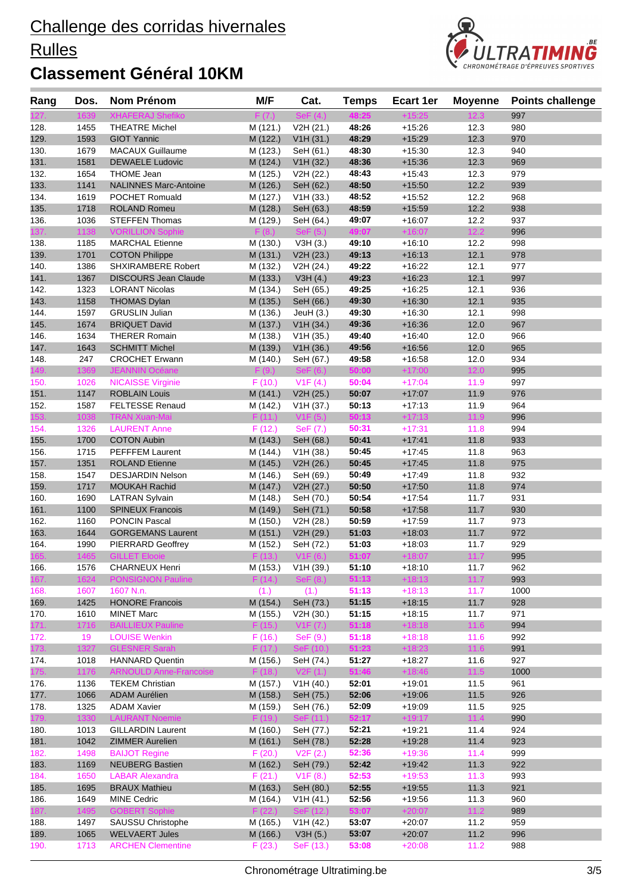# Challenge des corridas hivernales

## Rulles

## Classement Général 10KM

| Rang | Dos. | Nom Prénom | M/F | Cat. | Temps | Ecart 1er | Moyenne | Points challenge |
|---|---|---|---|---|---|---|---|---|
| 127. | 1639 | XHAFERAJ Shefiko | F (7.) | SeF (4.) | 48:25 | +15:25 | 12.3 | 997 |
| 128. | 1455 | THEATRE Michel | M (121.) | V2H (21.) | 48:26 | +15:26 | 12.3 | 980 |
| 129. | 1593 | GIOT Yannic | M (122.) | V1H (31.) | 48:29 | +15:29 | 12.3 | 970 |
| 130. | 1679 | MACAUX Guillaume | M (123.) | SeH (61.) | 48:30 | +15:30 | 12.3 | 940 |
| 131. | 1581 | DEWAELE Ludovic | M (124.) | V1H (32.) | 48:36 | +15:36 | 12.3 | 969 |
| 132. | 1654 | THOME Jean | M (125.) | V2H (22.) | 48:43 | +15:43 | 12.3 | 979 |
| 133. | 1141 | NALINNES Marc-Antoine | M (126.) | SeH (62.) | 48:50 | +15:50 | 12.2 | 939 |
| 134. | 1619 | POCHET Romuald | M (127.) | V1H (33.) | 48:52 | +15:52 | 12.2 | 968 |
| 135. | 1718 | ROLAND Romeu | M (128.) | SeH (63.) | 48:59 | +15:59 | 12.2 | 938 |
| 136. | 1036 | STEFFEN Thomas | M (129.) | SeH (64.) | 49:07 | +16:07 | 12.2 | 937 |
| 137. | 1138 | VORILLION Sophie | F (8.) | SeF (5.) | 49:07 | +16:07 | 12.2 | 996 |
| 138. | 1185 | MARCHAL Etienne | M (130.) | V3H (3.) | 49:10 | +16:10 | 12.2 | 998 |
| 139. | 1701 | COTON Philippe | M (131.) | V2H (23.) | 49:13 | +16:13 | 12.1 | 978 |
| 140. | 1386 | SHXIRAMBERE Robert | M (132.) | V2H (24.) | 49:22 | +16:22 | 12.1 | 977 |
| 141. | 1367 | DISCOURS Jean Claude | M (133.) | V3H (4.) | 49:23 | +16:23 | 12.1 | 997 |
| 142. | 1323 | LORANT Nicolas | M (134.) | SeH (65.) | 49:25 | +16:25 | 12.1 | 936 |
| 143. | 1158 | THOMAS Dylan | M (135.) | SeH (66.) | 49:30 | +16:30 | 12.1 | 935 |
| 144. | 1597 | GRUSLIN Julian | M (136.) | JeuH (3.) | 49:30 | +16:30 | 12.1 | 998 |
| 145. | 1674 | BRIQUET David | M (137.) | V1H (34.) | 49:36 | +16:36 | 12.0 | 967 |
| 146. | 1634 | THERER Romain | M (138.) | V1H (35.) | 49:40 | +16:40 | 12.0 | 966 |
| 147. | 1643 | SCHMITT Michel | M (139.) | V1H (36.) | 49:56 | +16:56 | 12.0 | 965 |
| 148. | 247 | CROCHET Erwann | M (140.) | SeH (67.) | 49:58 | +16:58 | 12.0 | 934 |
| 149. | 1369 | JEANNIN Océane | F (9.) | SeF (6.) | 50:00 | +17:00 | 12.0 | 995 |
| 150. | 1026 | NICAISSE Virginie | F (10.) | V1F (4.) | 50:04 | +17:04 | 11.9 | 997 |
| 151. | 1147 | ROBLAIN Louis | M (141.) | V2H (25.) | 50:07 | +17:07 | 11.9 | 976 |
| 152. | 1587 | FELTESSE Renaud | M (142.) | V1H (37.) | 50:13 | +17:13 | 11.9 | 964 |
| 153. | 1038 | TRAN Xuan-Mai | F (11.) | V1F (5.) | 50:13 | +17:13 | 11.9 | 996 |
| 154. | 1326 | LAURENT Anne | F (12.) | SeF (7.) | 50:31 | +17:31 | 11.8 | 994 |
| 155. | 1700 | COTON Aubin | M (143.) | SeH (68.) | 50:41 | +17:41 | 11.8 | 933 |
| 156. | 1715 | PEFFFEM Laurent | M (144.) | V1H (38.) | 50:45 | +17:45 | 11.8 | 963 |
| 157. | 1351 | ROLAND Etienne | M (145.) | V2H (26.) | 50:45 | +17:45 | 11.8 | 975 |
| 158. | 1547 | DESJARDIN Nelson | M (146.) | SeH (69.) | 50:49 | +17:49 | 11.8 | 932 |
| 159. | 1717 | MOUKAH Rachid | M (147.) | V2H (27.) | 50:50 | +17:50 | 11.8 | 974 |
| 160. | 1690 | LATRAN Sylvain | M (148.) | SeH (70.) | 50:54 | +17:54 | 11.7 | 931 |
| 161. | 1100 | SPINEUX Francois | M (149.) | SeH (71.) | 50:58 | +17:58 | 11.7 | 930 |
| 162. | 1160 | PONCIN Pascal | M (150.) | V2H (28.) | 50:59 | +17:59 | 11.7 | 973 |
| 163. | 1644 | GORGEMANS Laurent | M (151.) | V2H (29.) | 51:03 | +18:03 | 11.7 | 972 |
| 164. | 1990 | PIERRARD Geoffrey | M (152.) | SeH (72.) | 51:03 | +18:03 | 11.7 | 929 |
| 165. | 1465 | GILLET Elooie | F (13.) | V1F (6.) | 51:07 | +18:07 | 11.7 | 995 |
| 166. | 1576 | CHARNEUX Henri | M (153.) | V1H (39.) | 51:10 | +18:10 | 11.7 | 962 |
| 167. | 1624 | PONSIGNON Pauline | F (14.) | SeF (8.) | 51:13 | +18:13 | 11.7 | 993 |
| 168. | 1607 | 1607 N.n. | (1.) | (1.) | 51:13 | +18:13 | 11.7 | 1000 |
| 169. | 1425 | HONORE Francois | M (154.) | SeH (73.) | 51:15 | +18:15 | 11.7 | 928 |
| 170. | 1610 | MINET Marc | M (155.) | V2H (30.) | 51:15 | +18:15 | 11.7 | 971 |
| 171. | 1716 | BAILLIEUX Pauline | F (15.) | V1F (7.) | 51:18 | +18:18 | 11.6 | 994 |
| 172. | 19 | LOUISE Wenkin | F (16.) | SeF (9.) | 51:18 | +18:18 | 11.6 | 992 |
| 173. | 1327 | GLESNER Sarah | F (17.) | SeF (10.) | 51:23 | +18:23 | 11.6 | 991 |
| 174. | 1018 | HANNARD Quentin | M (156.) | SeH (74.) | 51:27 | +18:27 | 11.6 | 927 |
| 175. | 1176 | ARNOULD Anne-Francoise | F (18.) | V2F (1.) | 51:46 | +18:46 | 11.5 | 1000 |
| 176. | 1136 | TEKEM Christian | M (157.) | V1H (40.) | 52:01 | +19:01 | 11.5 | 961 |
| 177. | 1066 | ADAM Aurélien | M (158.) | SeH (75.) | 52:06 | +19:06 | 11.5 | 926 |
| 178. | 1325 | ADAM Xavier | M (159.) | SeH (76.) | 52:09 | +19:09 | 11.5 | 925 |
| 179. | 1330 | LAURANT Noemie | F (19.) | SeF (11.) | 52:17 | +19:17 | 11.4 | 990 |
| 180. | 1013 | GILLARDIN Laurent | M (160.) | SeH (77.) | 52:21 | +19:21 | 11.4 | 924 |
| 181. | 1042 | ZIMMER Aurelien | M (161.) | SeH (78.) | 52:28 | +19:28 | 11.4 | 923 |
| 182. | 1498 | BAIJOT Regine | F (20.) | V2F (2.) | 52:36 | +19:36 | 11.4 | 999 |
| 183. | 1169 | NEUBERG Bastien | M (162.) | SeH (79.) | 52:42 | +19:42 | 11.3 | 922 |
| 184. | 1650 | LABAR Alexandra | F (21.) | V1F (8.) | 52:53 | +19:53 | 11.3 | 993 |
| 185. | 1695 | BRAUX Mathieu | M (163.) | SeH (80.) | 52:55 | +19:55 | 11.3 | 921 |
| 186. | 1649 | MINE Cedric | M (164.) | V1H (41.) | 52:56 | +19:56 | 11.3 | 960 |
| 187. | 1495 | GOBERT Sophie | F (22.) | SeF (12.) | 53:07 | +20:07 | 11.2 | 989 |
| 188. | 1497 | SAUSSU Christophe | M (165.) | V1H (42.) | 53:07 | +20:07 | 11.2 | 959 |
| 189. | 1065 | WELVAERT Jules | M (166.) | V3H (5.) | 53:07 | +20:07 | 11.2 | 996 |
| 190. | 1713 | ARCHEN Clementine | F (23.) | SeF (13.) | 53:08 | +20:08 | 11.2 | 988 |

Chronométrage Ultratiming.be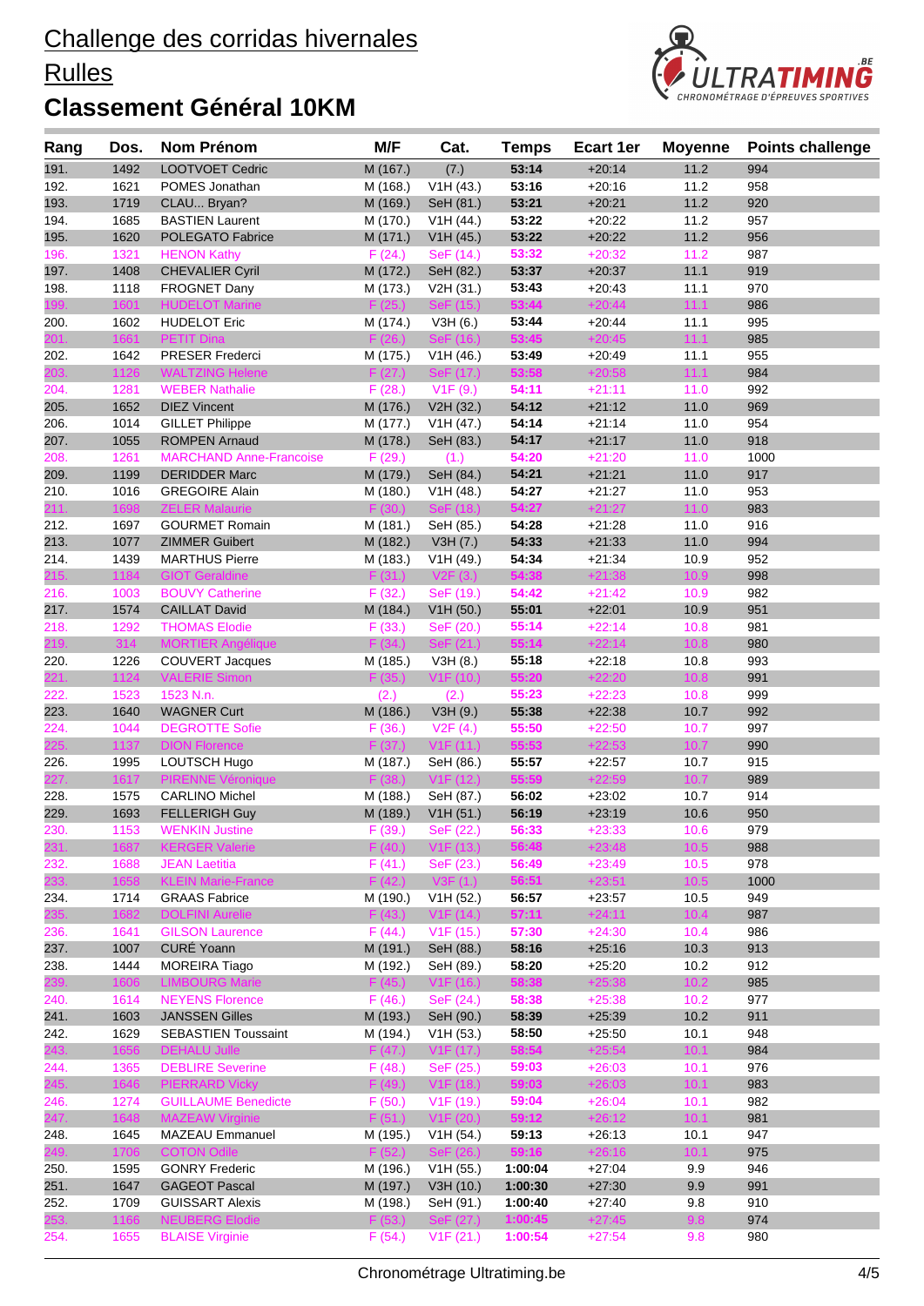# Challenge des corridas hivernales

# Rulles

## Classement Général 10KM

| Rang | Dos. | Nom Prénom | M/F | Cat. | Temps | Ecart 1er | Moyenne | Points challenge |
|---|---|---|---|---|---|---|---|---|
| 191. | 1492 | LOOTVOET Cedric | M (167.) | (7.) | 53:14 | +20:14 | 11.2 | 994 |
| 192. | 1621 | POMES Jonathan | M (168.) | V1H (43.) | 53:16 | +20:16 | 11.2 | 958 |
| 193. | 1719 | CLAU... Bryan? | M (169.) | SeH (81.) | 53:21 | +20:21 | 11.2 | 920 |
| 194. | 1685 | BASTIEN Laurent | M (170.) | V1H (44.) | 53:22 | +20:22 | 11.2 | 957 |
| 195. | 1620 | POLEGATO Fabrice | M (171.) | V1H (45.) | 53:22 | +20:22 | 11.2 | 956 |
| 196. | 1321 | HENON Kathy | F (24.) | SeF (14.) | 53:32 | +20:32 | 11.2 | 987 |
| 197. | 1408 | CHEVALIER Cyril | M (172.) | SeH (82.) | 53:37 | +20:37 | 11.1 | 919 |
| 198. | 1118 | FROGNET Dany | M (173.) | V2H (31.) | 53:43 | +20:43 | 11.1 | 970 |
| 199. | 1601 | HUDELOT Marine | F (25.) | SeF (15.) | 53:44 | +20:44 | 11.1 | 986 |
| 200. | 1602 | HUDELOT Eric | M (174.) | V3H (6.) | 53:44 | +20:44 | 11.1 | 995 |
| 201. | 1661 | PETIT Dina | F (26.) | SeF (16.) | 53:45 | +20:45 | 11.1 | 985 |
| 202. | 1642 | PRESER Frederci | M (175.) | V1H (46.) | 53:49 | +20:49 | 11.1 | 955 |
| 203. | 1126 | WALTZING Helene | F (27.) | SeF (17.) | 53:58 | +20:58 | 11.1 | 984 |
| 204. | 1281 | WEBER Nathalie | F (28.) | V1F (9.) | 54:11 | +21:11 | 11.0 | 992 |
| 205. | 1652 | DIEZ Vincent | M (176.) | V2H (32.) | 54:12 | +21:12 | 11.0 | 969 |
| 206. | 1014 | GILLET Philippe | M (177.) | V1H (47.) | 54:14 | +21:14 | 11.0 | 954 |
| 207. | 1055 | ROMPEN Arnaud | M (178.) | SeH (83.) | 54:17 | +21:17 | 11.0 | 918 |
| 208. | 1261 | MARCHAND Anne-Francoise | F (29.) | (1.) | 54:20 | +21:20 | 11.0 | 1000 |
| 209. | 1199 | DERIDDER Marc | M (179.) | SeH (84.) | 54:21 | +21:21 | 11.0 | 917 |
| 210. | 1016 | GREGOIRE Alain | M (180.) | V1H (48.) | 54:27 | +21:27 | 11.0 | 953 |
| 211. | 1698 | ZELER Malaurie | F (30.) | SeF (18.) | 54:27 | +21:27 | 11.0 | 983 |
| 212. | 1697 | GOURMET Romain | M (181.) | SeH (85.) | 54:28 | +21:28 | 11.0 | 916 |
| 213. | 1077 | ZIMMER Guibert | M (182.) | V3H (7.) | 54:33 | +21:33 | 11.0 | 994 |
| 214. | 1439 | MARTHUS Pierre | M (183.) | V1H (49.) | 54:34 | +21:34 | 10.9 | 952 |
| 215. | 1184 | GIOT Geraldine | F (31.) | V2F (3.) | 54:38 | +21:38 | 10.9 | 998 |
| 216. | 1003 | BOUVY Catherine | F (32.) | SeF (19.) | 54:42 | +21:42 | 10.9 | 982 |
| 217. | 1574 | CAILLAT David | M (184.) | V1H (50.) | 55:01 | +22:01 | 10.9 | 951 |
| 218. | 1292 | THOMAS Elodie | F (33.) | SeF (20.) | 55:14 | +22:14 | 10.8 | 981 |
| 219. | 314 | MORTIER Angélique | F (34.) | SeF (21.) | 55:14 | +22:14 | 10.8 | 980 |
| 220. | 1226 | COUVERT Jacques | M (185.) | V3H (8.) | 55:18 | +22:18 | 10.8 | 993 |
| 221. | 1124 | VALERIE Simon | F (35.) | V1F (10.) | 55:20 | +22:20 | 10.8 | 991 |
| 222. | 1523 | 1523 N.n. | (2.) | (2.) | 55:23 | +22:23 | 10.8 | 999 |
| 223. | 1640 | WAGNER Curt | M (186.) | V3H (9.) | 55:38 | +22:38 | 10.7 | 992 |
| 224. | 1044 | DEGROTTE Sofie | F (36.) | V2F (4.) | 55:50 | +22:50 | 10.7 | 997 |
| 225. | 1137 | DION Florence | F (37.) | V1F (11.) | 55:53 | +22:53 | 10.7 | 990 |
| 226. | 1995 | LOUTSCH Hugo | M (187.) | SeH (86.) | 55:57 | +22:57 | 10.7 | 915 |
| 227. | 1617 | PIRENNE Véronique | F (38.) | V1F (12.) | 55:59 | +22:59 | 10.7 | 989 |
| 228. | 1575 | CARLINO Michel | M (188.) | SeH (87.) | 56:02 | +23:02 | 10.7 | 914 |
| 229. | 1693 | FELLERIGH Guy | M (189.) | V1H (51.) | 56:19 | +23:19 | 10.6 | 950 |
| 230. | 1153 | WENKIN Justine | F (39.) | SeF (22.) | 56:33 | +23:33 | 10.6 | 979 |
| 231. | 1687 | KERGER Valerie | F (40.) | V1F (13.) | 56:48 | +23:48 | 10.5 | 988 |
| 232. | 1688 | JEAN Laetitia | F (41.) | SeF (23.) | 56:49 | +23:49 | 10.5 | 978 |
| 233. | 1658 | KLEIN Marie-France | F (42.) | V3F (1.) | 56:51 | +23:51 | 10.5 | 1000 |
| 234. | 1714 | GRAAS Fabrice | M (190.) | V1H (52.) | 56:57 | +23:57 | 10.5 | 949 |
| 235. | 1682 | DOLFINI Aurelie | F (43.) | V1F (14.) | 57:11 | +24:11 | 10.4 | 987 |
| 236. | 1641 | GILSON Laurence | F (44.) | V1F (15.) | 57:30 | +24:30 | 10.4 | 986 |
| 237. | 1007 | CURÉ Yoann | M (191.) | SeH (88.) | 58:16 | +25:16 | 10.3 | 913 |
| 238. | 1444 | MOREIRA Tiago | M (192.) | SeH (89.) | 58:20 | +25:20 | 10.2 | 912 |
| 239. | 1606 | LIMBOURG Marie | F (45.) | V1F (16.) | 58:38 | +25:38 | 10.2 | 985 |
| 240. | 1614 | NEYENS Florence | F (46.) | SeF (24.) | 58:38 | +25:38 | 10.2 | 977 |
| 241. | 1603 | JANSSEN Gilles | M (193.) | SeH (90.) | 58:39 | +25:39 | 10.2 | 911 |
| 242. | 1629 | SEBASTIEN Toussaint | M (194.) | V1H (53.) | 58:50 | +25:50 | 10.1 | 948 |
| 243. | 1656 | DEHALU Julie | F (47.) | V1F (17.) | 58:54 | +25:54 | 10.1 | 984 |
| 244. | 1365 | DEBLIRE Severine | F (48.) | SeF (25.) | 59:03 | +26:03 | 10.1 | 976 |
| 245. | 1646 | PIERRARD Vicky | F (49.) | V1F (18.) | 59:03 | +26:03 | 10.1 | 983 |
| 246. | 1274 | GUILLAUME Benedicte | F (50.) | V1F (19.) | 59:04 | +26:04 | 10.1 | 982 |
| 247. | 1648 | MAZEAW Virginie | F (51.) | V1F (20.) | 59:12 | +26:12 | 10.1 | 981 |
| 248. | 1645 | MAZEAU Emmanuel | M (195.) | V1H (54.) | 59:13 | +26:13 | 10.1 | 947 |
| 249. | 1706 | COTON Odile | F (52.) | SeF (26.) | 59:16 | +26:16 | 10.1 | 975 |
| 250. | 1595 | GONRY Frederic | M (196.) | V1H (55.) | 1:00:04 | +27:04 | 9.9 | 946 |
| 251. | 1647 | GAGEOT Pascal | M (197.) | V3H (10.) | 1:00:30 | +27:30 | 9.9 | 991 |
| 252. | 1709 | GUISSART Alexis | M (198.) | SeH (91.) | 1:00:40 | +27:40 | 9.8 | 910 |
| 253. | 1166 | NEUBERG Elodie | F (53.) | SeF (27.) | 1:00:45 | +27:45 | 9.8 | 974 |
| 254. | 1655 | BLAISE Virginie | F (54.) | V1F (21.) | 1:00:54 | +27:54 | 9.8 | 980 |

Chronométrage Ultratiming.be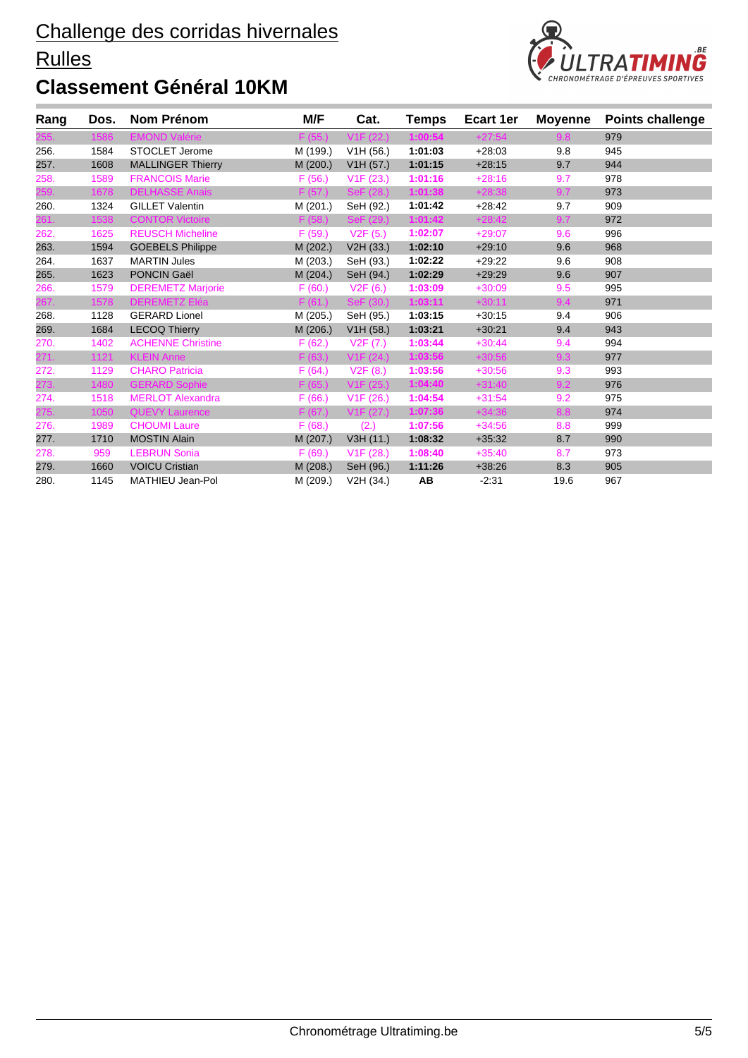# Challenge des corridas hivernales

## Rulles

## Classement Général 10KM

| Rang | Dos. | Nom Prénom | M/F | Cat. | Temps | Ecart 1er | Moyenne | Points challenge |
|---|---|---|---|---|---|---|---|---|
| 255. | 1586 | EMOND Valérie | F (55.) | V1F (22.) | **1:00:54** | +27:54 | 9.8 | 979 |
| 256. | 1584 | STOCLET Jerome | M (199.) | V1H (56.) | **1:01:03** | +28:03 | 9.8 | 945 |
| 257. | 1608 | MALLINGER Thierry | M (200.) | V1H (57.) | **1:01:15** | +28:15 | 9.7 | 944 |
| 258. | 1589 | FRANCOIS Marie | F (56.) | V1F (23.) | **1:01:16** | +28:16 | 9.7 | 978 |
| 259. | 1678 | DELHASSE Anais | F (57.) | SeF (28.) | **1:01:38** | +28:38 | 9.7 | 973 |
| 260. | 1324 | GILLET Valentin | M (201.) | SeH (92.) | **1:01:42** | +28:42 | 9.7 | 909 |
| 261. | 1538 | CONTOR Victoire | F (58.) | SeF (29.) | **1:01:42** | +28:42 | 9.7 | 972 |
| 262. | 1625 | REUSCH Micheline | F (59.) | V2F (5.) | **1:02:07** | +29:07 | 9.6 | 996 |
| 263. | 1594 | GOEBELS Philippe | M (202.) | V2H (33.) | **1:02:10** | +29:10 | 9.6 | 968 |
| 264. | 1637 | MARTIN Jules | M (203.) | SeH (93.) | **1:02:22** | +29:22 | 9.6 | 908 |
| 265. | 1623 | PONCIN Gaël | M (204.) | SeH (94.) | **1:02:29** | +29:29 | 9.6 | 907 |
| 266. | 1579 | DEREMETZ Marjorie | F (60.) | V2F (6.) | **1:03:09** | +30:09 | 9.5 | 995 |
| 267. | 1578 | DEREMETZ Eléa | F (61.) | SeF (30.) | **1:03:11** | +30:11 | 9.4 | 971 |
| 268. | 1128 | GERARD Lionel | M (205.) | SeH (95.) | **1:03:15** | +30:15 | 9.4 | 906 |
| 269. | 1684 | LECOQ Thierry | M (206.) | V1H (58.) | **1:03:21** | +30:21 | 9.4 | 943 |
| 270. | 1402 | ACHENNE Christine | F (62.) | V2F (7.) | **1:03:44** | +30:44 | 9.4 | 994 |
| 271. | 1121 | KLEIN Anne | F (63.) | V1F (24.) | **1:03:56** | +30:56 | 9.3 | 977 |
| 272. | 1129 | CHARO Patricia | F (64.) | V2F (8.) | **1:03:56** | +30:56 | 9.3 | 993 |
| 273. | 1480 | GERARD Sophie | F (65.) | V1F (25.) | **1:04:40** | +31:40 | 9.2 | 976 |
| 274. | 1518 | MERLOT Alexandra | F (66.) | V1F (26.) | **1:04:54** | +31:54 | 9.2 | 975 |
| 275. | 1050 | QUEVY Laurence | F (67.) | V1F (27.) | **1:07:36** | +34:36 | 8.8 | 974 |
| 276. | 1989 | CHOUMI Laure | F (68.) | (2.) | **1:07:56** | +34:56 | 8.8 | 999 |
| 277. | 1710 | MOSTIN Alain | M (207.) | V3H (11.) | **1:08:32** | +35:32 | 8.7 | 990 |
| 278. | 959 | LEBRUN Sonia | F (69.) | V1F (28.) | **1:08:40** | +35:40 | 8.7 | 973 |
| 279. | 1660 | VOICU Cristian | M (208.) | SeH (96.) | **1:11:26** | +38:26 | 8.3 | 905 |
| 280. | 1145 | MATHIEU Jean-Pol | M (209.) | V2H (34.) | **AB** | -2:31 | 19.6 | 967 |

Chronométrage Ultratiming.be